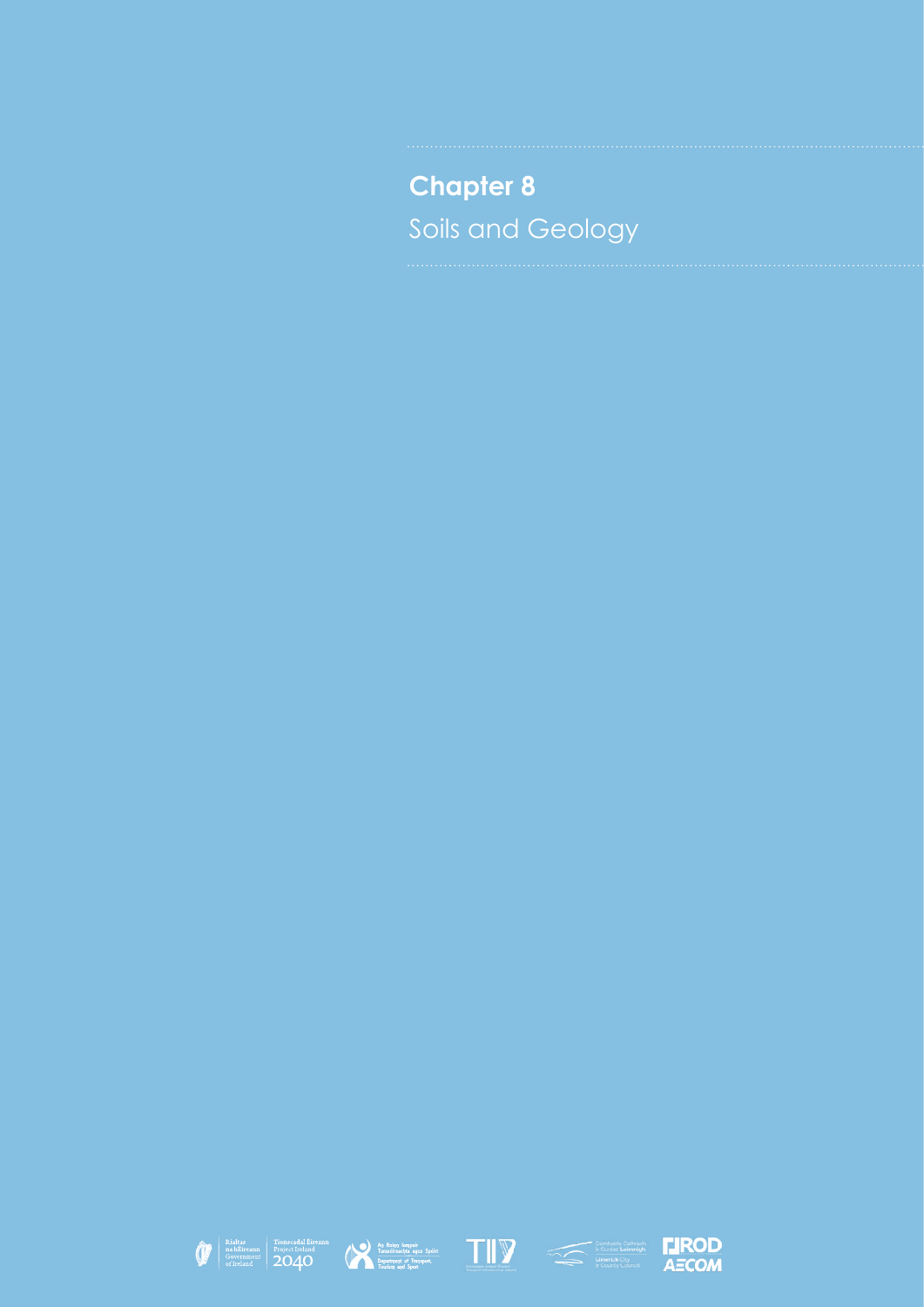# Chapter 8

Soils and Geology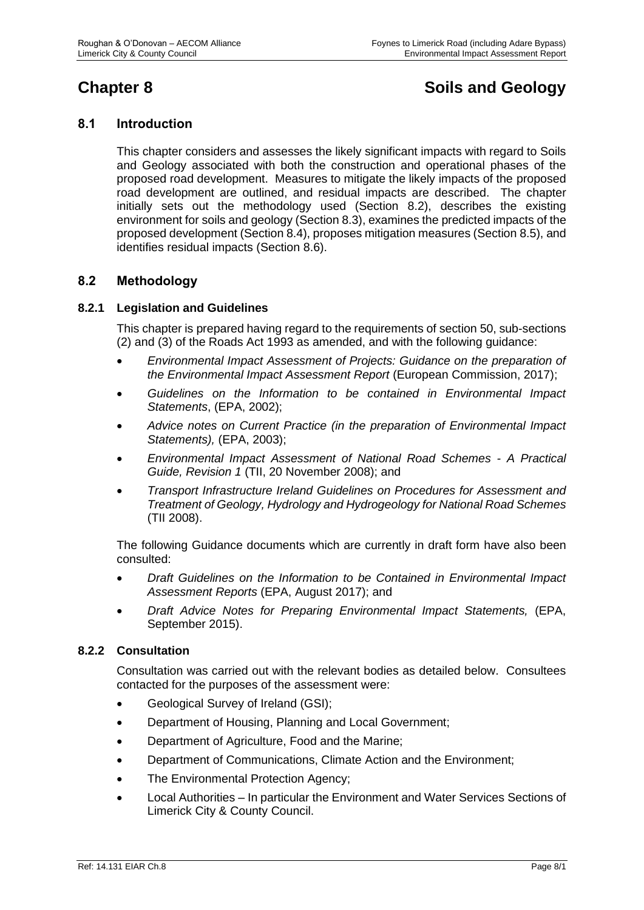# Chapter 8 Soils and Geology

## 8.1 Introduction

This chapter considers and assesses the likely significant impacts with regard to Soils and Geology associated with both the construction and operational phases of the proposed road development. Measures to mitigate the likely impacts of the proposed road development are outlined, and residual impacts are described. The chapter initially sets out the methodology used (Section 8.2), describes the existing environment for soils and geology (Section 8.3), examines the predicted impacts of the proposed development (Section 8.4), proposes mitigation measures (Section 8.5), and identifies residual impacts (Section 8.6).

## 8.2 Methodology

### 8.2.1 Legislation and Guidelines

This chapter is prepared having regard to the requirements of section 50, sub-sections (2) and (3) of the Roads Act 1993 as amended, and with the following guidance:

- *Environmental Impact Assessment of Projects: Guidance on the preparation of the Environmental Impact Assessment Report* (European Commission, 2017);
- *Guidelines on the Information to be contained in Environmental Impact Statements*, (EPA, 2002);
- *Advice notes on Current Practice (in the preparation of Environmental Impact Statements),* (EPA, 2003);
- *Environmental Impact Assessment of National Road Schemes - A Practical Guide, Revision 1* (TII, 20 November 2008); and
- *Transport Infrastructure Ireland Guidelines on Procedures for Assessment and Treatment of Geology, Hydrology and Hydrogeology for National Road Schemes* (TII 2008).

The following Guidance documents which are currently in draft form have also been consulted:

- *Draft Guidelines on the Information to be Contained in Environmental Impact Assessment Reports* (EPA, August 2017); and
- *Draft Advice Notes for Preparing Environmental Impact Statements,* (EPA, September 2015).

### 8.2.2 Consultation

Consultation was carried out with the relevant bodies as detailed below. Consultees contacted for the purposes of the assessment were:

- Geological Survey of Ireland (GSI);
- Department of Housing, Planning and Local Government;
- Department of Agriculture, Food and the Marine;
- Department of Communications, Climate Action and the Environment;
- The Environmental Protection Agency;
- Local Authorities – In particular the Environment and Water Services Sections of Limerick City & County Council.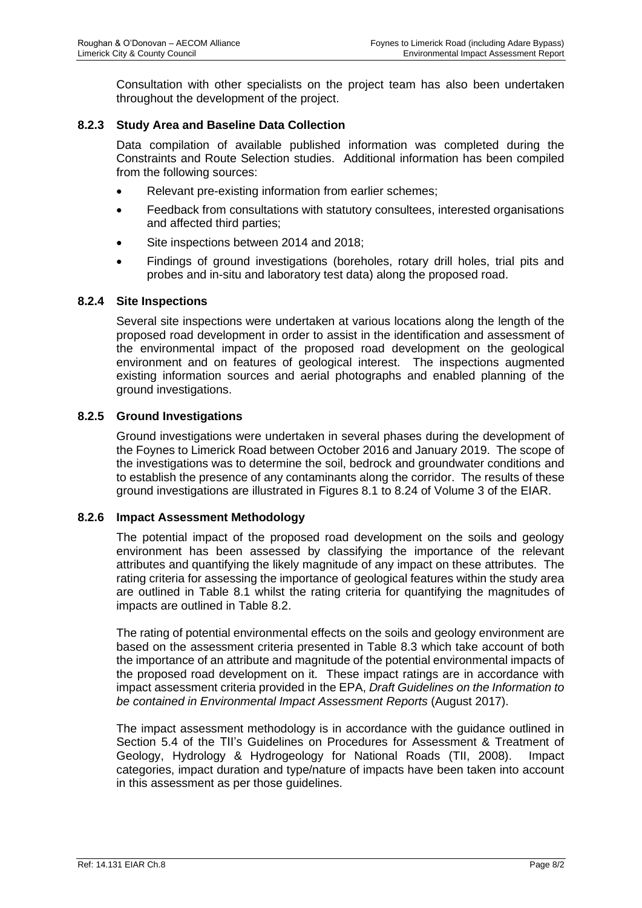Consultation with other specialists on the project team has also been undertaken throughout the development of the project.

### 8.2.3 Study Area and Baseline Data Collection

Data compilation of available published information was completed during the Constraints and Route Selection studies. Additional information has been compiled from the following sources:

- Relevant pre-existing information from earlier schemes;
- Feedback from consultations with statutory consultees, interested organisations and affected third parties;
- Site inspections between 2014 and 2018;
- Findings of ground investigations (boreholes, rotary drill holes, trial pits and probes and in-situ and laboratory test data) along the proposed road.

### 8.2.4 Site Inspections

Several site inspections were undertaken at various locations along the length of the proposed road development in order to assist in the identification and assessment of the environmental impact of the proposed road development on the geological environment and on features of geological interest. The inspections augmented existing information sources and aerial photographs and enabled planning of the ground investigations.

### 8.2.5 Ground Investigations

Ground investigations were undertaken in several phases during the development of the Foynes to Limerick Road between October 2016 and January 2019. The scope of the investigations was to determine the soil, bedrock and groundwater conditions and to establish the presence of any contaminants along the corridor. The results of these ground investigations are illustrated in Figures 8.1 to 8.24 of Volume 3 of the EIAR.

### 8.2.6 Impact Assessment Methodology

The potential impact of the proposed road development on the soils and geology environment has been assessed by classifying the importance of the relevant attributes and quantifying the likely magnitude of any impact on these attributes. The rating criteria for assessing the importance of geological features within the study area are outlined in Table 8.1 whilst the rating criteria for quantifying the magnitudes of impacts are outlined in Table 8.2.

The rating of potential environmental effects on the soils and geology environment are based on the assessment criteria presented in Table 8.3 which take account of both the importance of an attribute and magnitude of the potential environmental impacts of the proposed road development on it. These impact ratings are in accordance with impact assessment criteria provided in the EPA, *Draft Guidelines on the Information to be contained in Environmental Impact Assessment Reports* (August 2017).

The impact assessment methodology is in accordance with the guidance outlined in Section 5.4 of the TII's Guidelines on Procedures for Assessment & Treatment of Geology, Hydrology & Hydrogeology for National Roads (TII, 2008). Impact categories, impact duration and type/nature of impacts have been taken into account in this assessment as per those guidelines.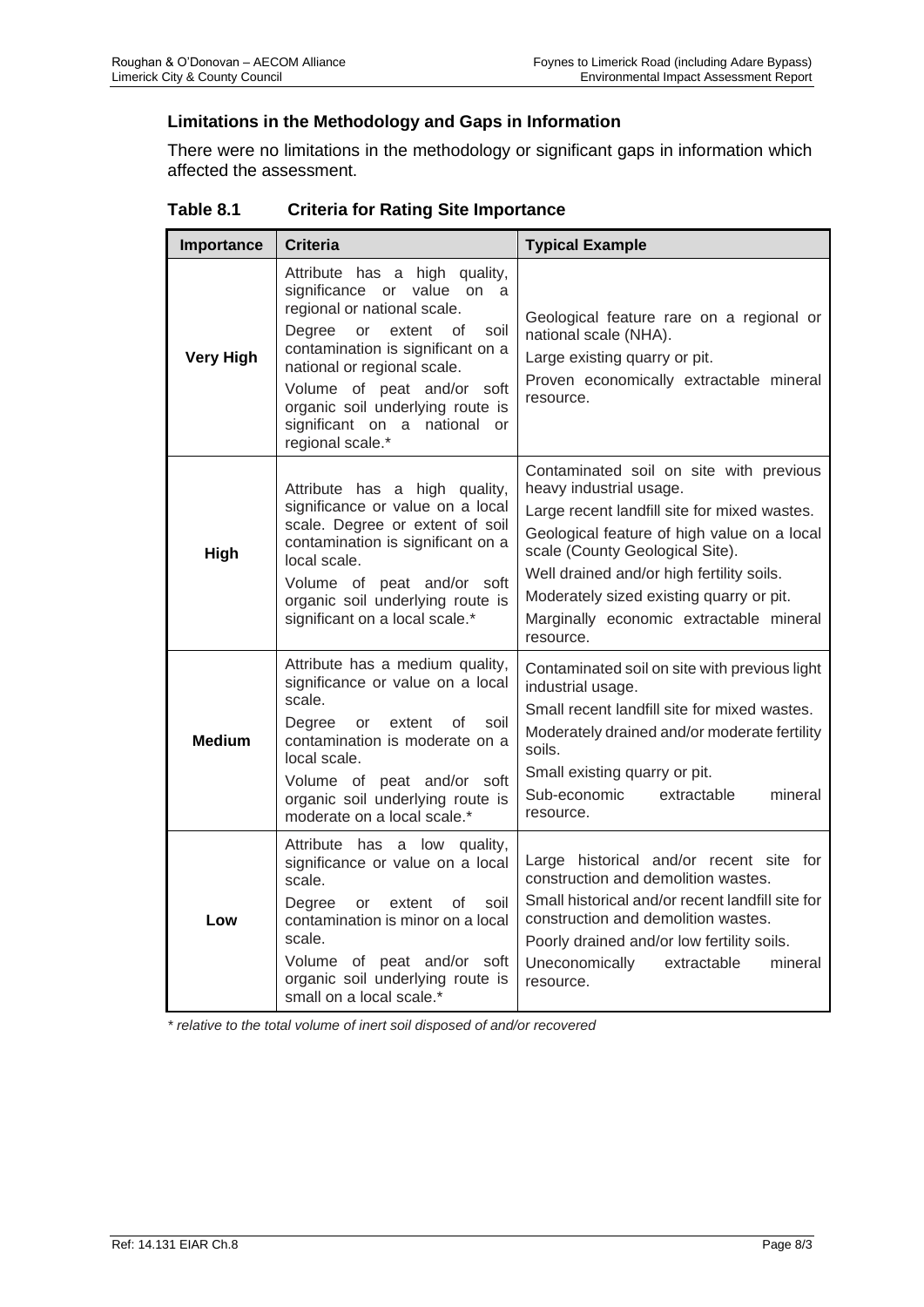### Limitations in the Methodology and Gaps in Information

There were no limitations in the methodology or significant gaps in information which affected the assessment.

**Table 8.1 Criteria for Rating Site Importance**

| Importance | Criteria | Typical Example |
|---|---|---|
| **Very High** | Attribute has a high quality, significance or value on a regional or national scale.<br>Degree or extent of soil contamination is significant on a national or regional scale.<br>Volume of peat and/or soft organic soil underlying route is significant on a national or regional scale.* | Geological feature rare on a regional or national scale (NHA).<br>Large existing quarry or pit.<br>Proven economically extractable mineral resource. |
| **High** | Attribute has a high quality, significance or value on a local scale. Degree or extent of soil contamination is significant on a local scale.<br>Volume of peat and/or soft organic soil underlying route is significant on a local scale.* | Contaminated soil on site with previous heavy industrial usage.<br>Large recent landfill site for mixed wastes.<br>Geological feature of high value on a local scale (County Geological Site).<br>Well drained and/or high fertility soils.<br>Moderately sized existing quarry or pit.<br>Marginally economic extractable mineral resource. |
| **Medium** | Attribute has a medium quality, significance or value on a local scale.<br>Degree or extent of soil contamination is moderate on a local scale.<br>Volume of peat and/or soft organic soil underlying route is moderate on a local scale.* | Contaminated soil on site with previous light industrial usage.<br>Small recent landfill site for mixed wastes.<br>Moderately drained and/or moderate fertility soils.<br>Small existing quarry or pit.<br>Sub-economic extractable mineral resource. |
| **Low** | Attribute has a low quality, significance or value on a local scale.<br>Degree or extent of soil contamination is minor on a local scale.<br>Volume of peat and/or soft organic soil underlying route is small on a local scale.* | Large historical and/or recent site for construction and demolition wastes.<br>Small historical and/or recent landfill site for construction and demolition wastes.<br>Poorly drained and/or low fertility soils.<br>Uneconomically extractable mineral resource. |

*\* relative to the total volume of inert soil disposed of and/or recovered*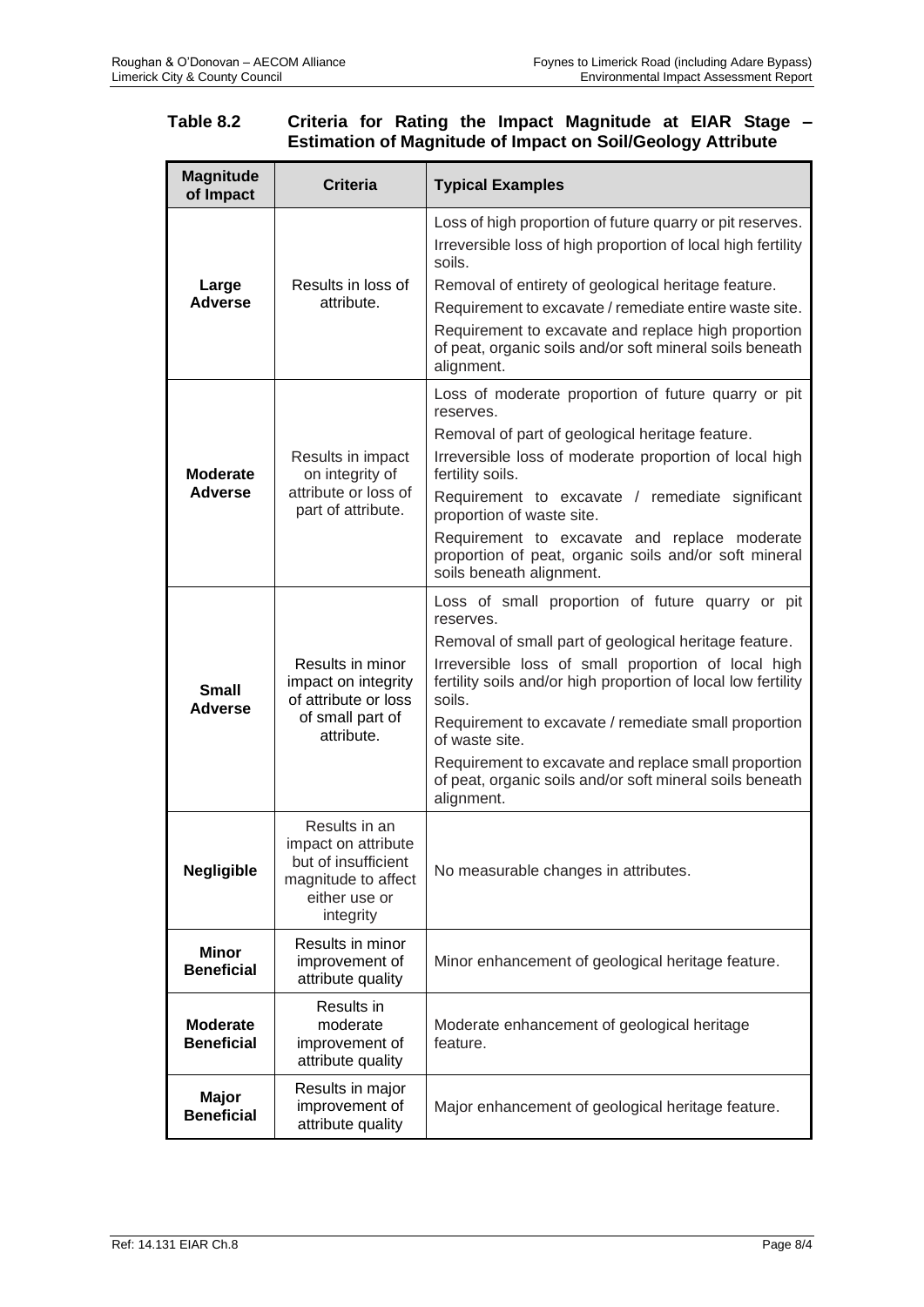**Table 8.2 Criteria for Rating the Impact Magnitude at EIAR Stage – Estimation of Magnitude of Impact on Soil/Geology Attribute**

| Magnitude of Impact | Criteria | Typical Examples |
|---|---|---|
| **Large Adverse** | Results in loss of attribute. | Loss of high proportion of future quarry or pit reserves.<br>Irreversible loss of high proportion of local high fertility soils.<br>Removal of entirety of geological heritage feature.<br>Requirement to excavate / remediate entire waste site.<br>Requirement to excavate and replace high proportion of peat, organic soils and/or soft mineral soils beneath alignment. |
| **Moderate Adverse** | Results in impact on integrity of attribute or loss of part of attribute. | Loss of moderate proportion of future quarry or pit reserves.<br>Removal of part of geological heritage feature.<br>Irreversible loss of moderate proportion of local high fertility soils.<br>Requirement to excavate / remediate significant proportion of waste site.<br>Requirement to excavate and replace moderate proportion of peat, organic soils and/or soft mineral soils beneath alignment. |
| **Small Adverse** | Results in minor impact on integrity of attribute or loss of small part of attribute. | Loss of small proportion of future quarry or pit reserves.<br>Removal of small part of geological heritage feature.<br>Irreversible loss of small proportion of local high fertility soils and/or high proportion of local low fertility soils.<br>Requirement to excavate / remediate small proportion of waste site.<br>Requirement to excavate and replace small proportion of peat, organic soils and/or soft mineral soils beneath alignment. |
| **Negligible** | Results in an impact on attribute but of insufficient magnitude to affect either use or integrity | No measurable changes in attributes. |
| **Minor Beneficial** | Results in minor improvement of attribute quality | Minor enhancement of geological heritage feature. |
| **Moderate Beneficial** | Results in moderate improvement of attribute quality | Moderate enhancement of geological heritage feature. |
| **Major Beneficial** | Results in major improvement of attribute quality | Major enhancement of geological heritage feature. |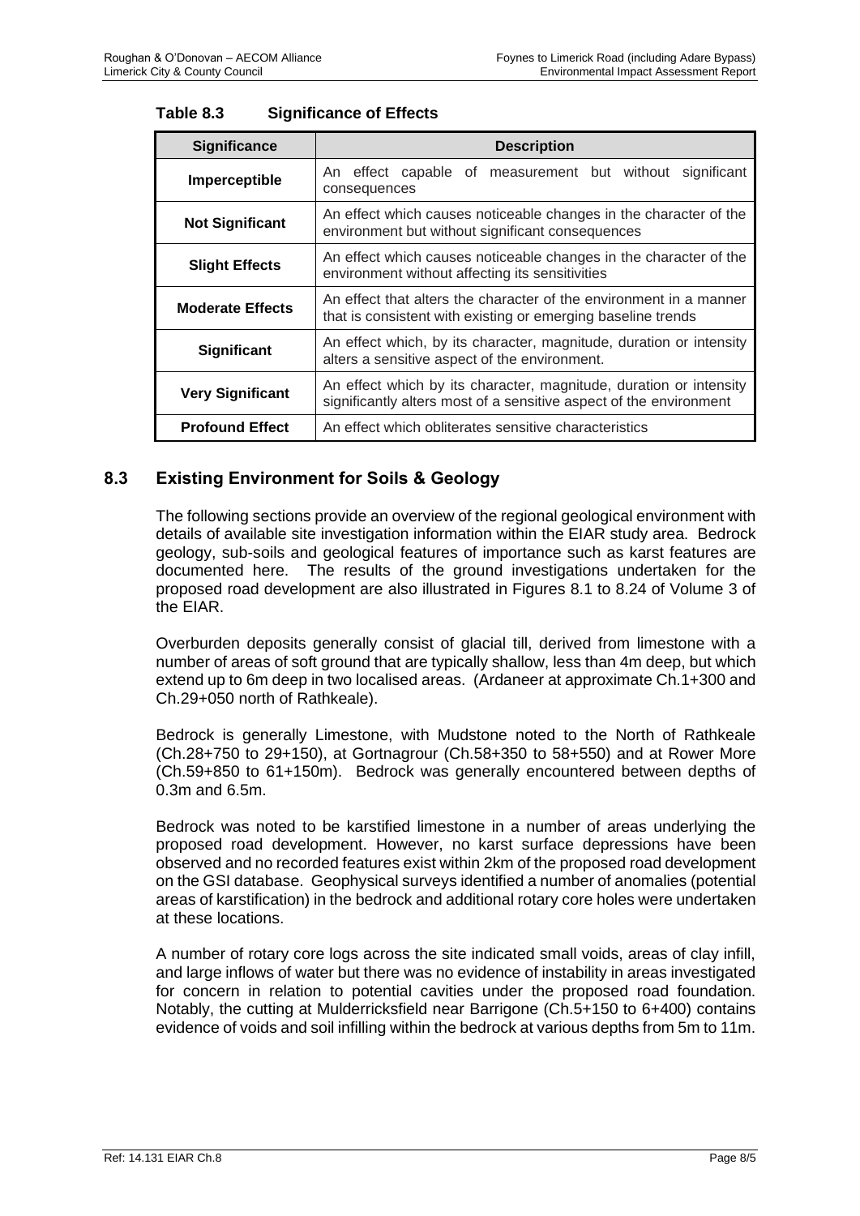**Table 8.3 Significance of Effects**

| Significance | Description |
|---|---|
| **Imperceptible** | An effect capable of measurement but without significant consequences |
| **Not Significant** | An effect which causes noticeable changes in the character of the environment but without significant consequences |
| **Slight Effects** | An effect which causes noticeable changes in the character of the environment without affecting its sensitivities |
| **Moderate Effects** | An effect that alters the character of the environment in a manner that is consistent with existing or emerging baseline trends |
| **Significant** | An effect which, by its character, magnitude, duration or intensity alters a sensitive aspect of the environment. |
| **Very Significant** | An effect which by its character, magnitude, duration or intensity significantly alters most of a sensitive aspect of the environment |
| **Profound Effect** | An effect which obliterates sensitive characteristics |

## 8.3 Existing Environment for Soils & Geology

The following sections provide an overview of the regional geological environment with details of available site investigation information within the EIAR study area. Bedrock geology, sub-soils and geological features of importance such as karst features are documented here. The results of the ground investigations undertaken for the proposed road development are also illustrated in Figures 8.1 to 8.24 of Volume 3 of the EIAR.

Overburden deposits generally consist of glacial till, derived from limestone with a number of areas of soft ground that are typically shallow, less than 4m deep, but which extend up to 6m deep in two localised areas. (Ardaneer at approximate Ch.1+300 and Ch.29+050 north of Rathkeale).

Bedrock is generally Limestone, with Mudstone noted to the North of Rathkeale (Ch.28+750 to 29+150), at Gortnagrour (Ch.58+350 to 58+550) and at Rower More (Ch.59+850 to 61+150m). Bedrock was generally encountered between depths of 0.3m and 6.5m.

Bedrock was noted to be karstified limestone in a number of areas underlying the proposed road development. However, no karst surface depressions have been observed and no recorded features exist within 2km of the proposed road development on the GSI database. Geophysical surveys identified a number of anomalies (potential areas of karstification) in the bedrock and additional rotary core holes were undertaken at these locations.

A number of rotary core logs across the site indicated small voids, areas of clay infill, and large inflows of water but there was no evidence of instability in areas investigated for concern in relation to potential cavities under the proposed road foundation. Notably, the cutting at Mulderricksfield near Barrigone (Ch.5+150 to 6+400) contains evidence of voids and soil infilling within the bedrock at various depths from 5m to 11m.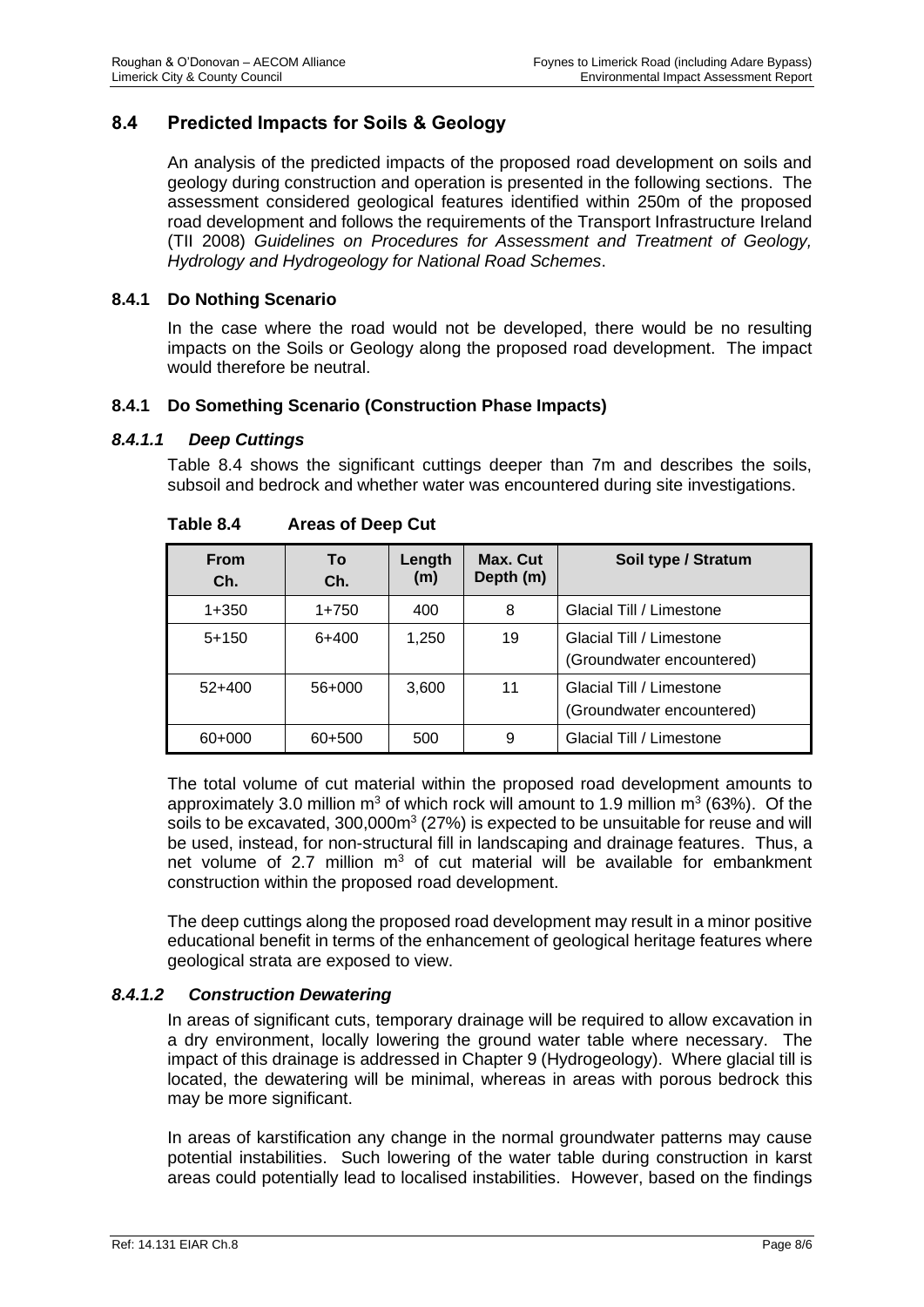## 8.4 Predicted Impacts for Soils & Geology

An analysis of the predicted impacts of the proposed road development on soils and geology during construction and operation is presented in the following sections. The assessment considered geological features identified within 250m of the proposed road development and follows the requirements of the Transport Infrastructure Ireland (TII 2008) *Guidelines on Procedures for Assessment and Treatment of Geology, Hydrology and Hydrogeology for National Road Schemes*.

### 8.4.1 Do Nothing Scenario

In the case where the road would not be developed, there would be no resulting impacts on the Soils or Geology along the proposed road development. The impact would therefore be neutral.

### 8.4.1 Do Something Scenario (Construction Phase Impacts)

#### *8.4.1.1 Deep Cuttings*

Table 8.4 shows the significant cuttings deeper than 7m and describes the soils, subsoil and bedrock and whether water was encountered during site investigations.

**Table 8.4 Areas of Deep Cut**

| From Ch. | To Ch. | Length (m) | Max. Cut Depth (m) | Soil type / Stratum |
|---|---|---|---|---|
| 1+350 | 1+750 | 400 | 8 | Glacial Till / Limestone |
| 5+150 | 6+400 | 1,250 | 19 | Glacial Till / Limestone (Groundwater encountered) |
| 52+400 | 56+000 | 3,600 | 11 | Glacial Till / Limestone (Groundwater encountered) |
| 60+000 | 60+500 | 500 | 9 | Glacial Till / Limestone |

The total volume of cut material within the proposed road development amounts to approximately 3.0 million m$^3$ of which rock will amount to 1.9 million m$^3$ (63%). Of the soils to be excavated, 300,000m$^3$ (27%) is expected to be unsuitable for reuse and will be used, instead, for non-structural fill in landscaping and drainage features. Thus, a net volume of 2.7 million m$^3$ of cut material will be available for embankment construction within the proposed road development.

The deep cuttings along the proposed road development may result in a minor positive educational benefit in terms of the enhancement of geological heritage features where geological strata are exposed to view.

#### *8.4.1.2 Construction Dewatering*

In areas of significant cuts, temporary drainage will be required to allow excavation in a dry environment, locally lowering the ground water table where necessary. The impact of this drainage is addressed in Chapter 9 (Hydrogeology). Where glacial till is located, the dewatering will be minimal, whereas in areas with porous bedrock this may be more significant.

In areas of karstification any change in the normal groundwater patterns may cause potential instabilities. Such lowering of the water table during construction in karst areas could potentially lead to localised instabilities. However, based on the findings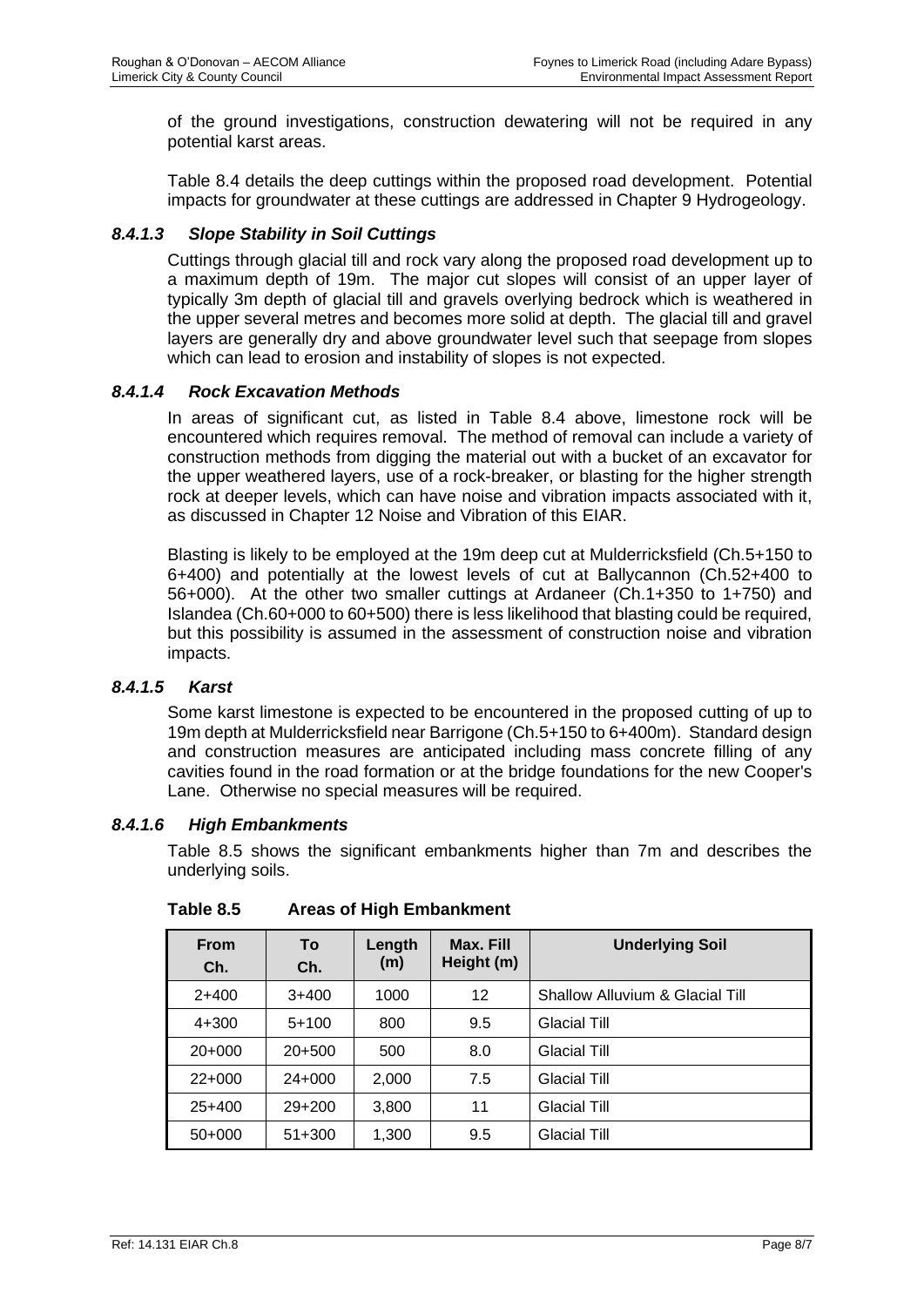of the ground investigations, construction dewatering will not be required in any potential karst areas.

Table 8.4 details the deep cuttings within the proposed road development. Potential impacts for groundwater at these cuttings are addressed in Chapter 9 Hydrogeology.

#### *8.4.1.3 Slope Stability in Soil Cuttings*

Cuttings through glacial till and rock vary along the proposed road development up to a maximum depth of 19m. The major cut slopes will consist of an upper layer of typically 3m depth of glacial till and gravels overlying bedrock which is weathered in the upper several metres and becomes more solid at depth. The glacial till and gravel layers are generally dry and above groundwater level such that seepage from slopes which can lead to erosion and instability of slopes is not expected.

#### *8.4.1.4 Rock Excavation Methods*

In areas of significant cut, as listed in Table 8.4 above, limestone rock will be encountered which requires removal. The method of removal can include a variety of construction methods from digging the material out with a bucket of an excavator for the upper weathered layers, use of a rock-breaker, or blasting for the higher strength rock at deeper levels, which can have noise and vibration impacts associated with it, as discussed in Chapter 12 Noise and Vibration of this EIAR.

Blasting is likely to be employed at the 19m deep cut at Mulderricksfield (Ch.5+150 to 6+400) and potentially at the lowest levels of cut at Ballycannon (Ch.52+400 to 56+000). At the other two smaller cuttings at Ardaneer (Ch.1+350 to 1+750) and Islandea (Ch.60+000 to 60+500) there is less likelihood that blasting could be required, but this possibility is assumed in the assessment of construction noise and vibration impacts.

#### *8.4.1.5 Karst*

Some karst limestone is expected to be encountered in the proposed cutting of up to 19m depth at Mulderricksfield near Barrigone (Ch.5+150 to 6+400m). Standard design and construction measures are anticipated including mass concrete filling of any cavities found in the road formation or at the bridge foundations for the new Cooper's Lane. Otherwise no special measures will be required.

#### *8.4.1.6 High Embankments*

Table 8.5 shows the significant embankments higher than 7m and describes the underlying soils.

**Table 8.5 Areas of High Embankment**

| From Ch. | To Ch. | Length (m) | Max. Fill Height (m) | Underlying Soil |
|---|---|---|---|---|
| 2+400 | 3+400 | 1000 | 12 | Shallow Alluvium & Glacial Till |
| 4+300 | 5+100 | 800 | 9.5 | Glacial Till |
| 20+000 | 20+500 | 500 | 8.0 | Glacial Till |
| 22+000 | 24+000 | 2,000 | 7.5 | Glacial Till |
| 25+400 | 29+200 | 3,800 | 11 | Glacial Till |
| 50+000 | 51+300 | 1,300 | 9.5 | Glacial Till |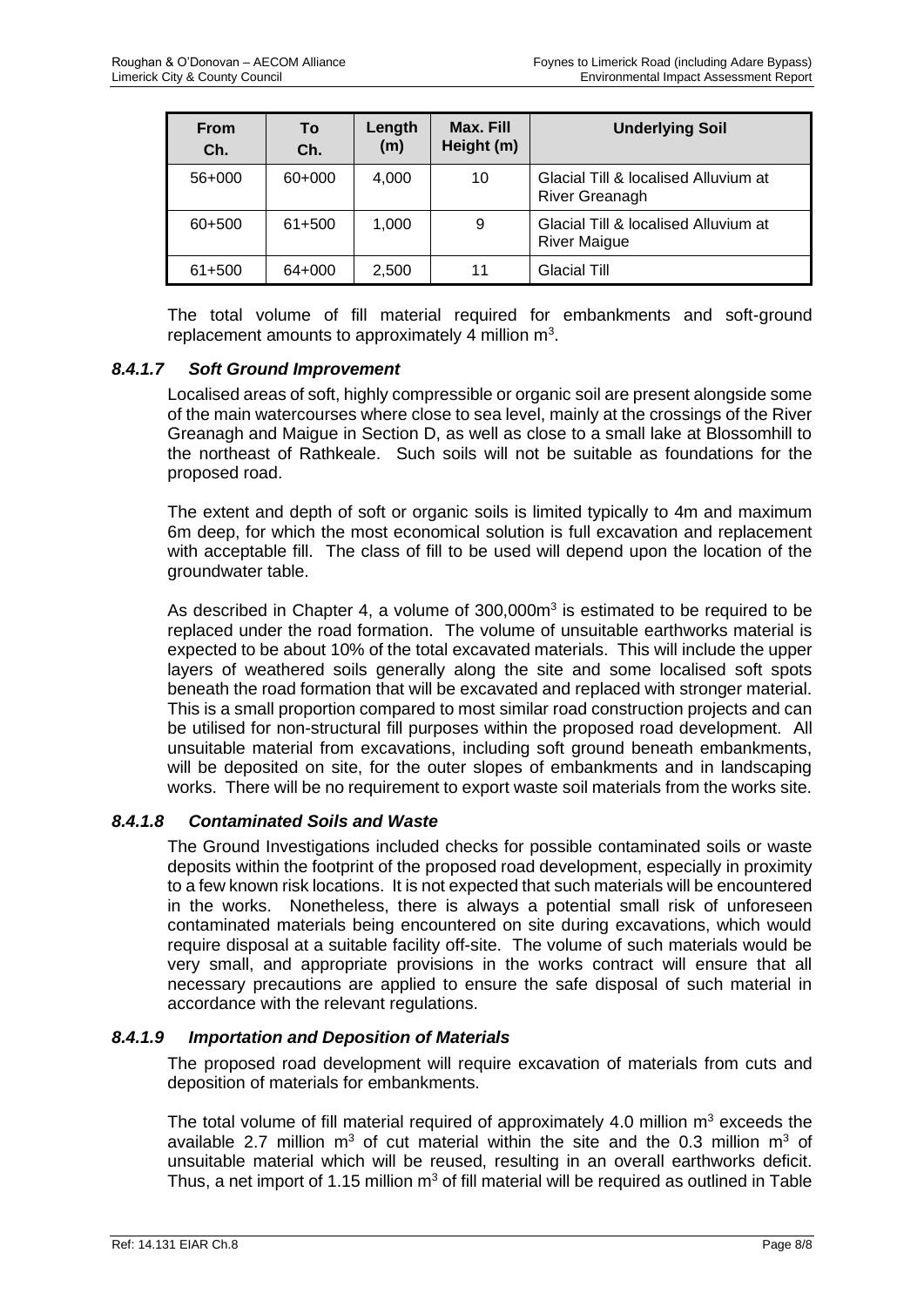| From Ch. | To Ch. | Length (m) | Max. Fill Height (m) | Underlying Soil |
|---|---|---|---|---|
| 56+000 | 60+000 | 4,000 | 10 | Glacial Till & localised Alluvium at River Greanagh |
| 60+500 | 61+500 | 1,000 | 9 | Glacial Till & localised Alluvium at River Maigue |
| 61+500 | 64+000 | 2,500 | 11 | Glacial Till |

The total volume of fill material required for embankments and soft-ground replacement amounts to approximately 4 million m$^3$.

### *8.4.1.7 Soft Ground Improvement*

Localised areas of soft, highly compressible or organic soil are present alongside some of the main watercourses where close to sea level, mainly at the crossings of the River Greanagh and Maigue in Section D, as well as close to a small lake at Blossomhill to the northeast of Rathkeale. Such soils will not be suitable as foundations for the proposed road.

The extent and depth of soft or organic soils is limited typically to 4m and maximum 6m deep, for which the most economical solution is full excavation and replacement with acceptable fill. The class of fill to be used will depend upon the location of the groundwater table.

As described in Chapter 4, a volume of 300,000m$^3$ is estimated to be required to be replaced under the road formation. The volume of unsuitable earthworks material is expected to be about 10% of the total excavated materials. This will include the upper layers of weathered soils generally along the site and some localised soft spots beneath the road formation that will be excavated and replaced with stronger material. This is a small proportion compared to most similar road construction projects and can be utilised for non-structural fill purposes within the proposed road development. All unsuitable material from excavations, including soft ground beneath embankments, will be deposited on site, for the outer slopes of embankments and in landscaping works. There will be no requirement to export waste soil materials from the works site.

### *8.4.1.8 Contaminated Soils and Waste*

The Ground Investigations included checks for possible contaminated soils or waste deposits within the footprint of the proposed road development, especially in proximity to a few known risk locations. It is not expected that such materials will be encountered in the works. Nonetheless, there is always a potential small risk of unforeseen contaminated materials being encountered on site during excavations, which would require disposal at a suitable facility off-site. The volume of such materials would be very small, and appropriate provisions in the works contract will ensure that all necessary precautions are applied to ensure the safe disposal of such material in accordance with the relevant regulations.

### *8.4.1.9 Importation and Deposition of Materials*

The proposed road development will require excavation of materials from cuts and deposition of materials for embankments.

The total volume of fill material required of approximately 4.0 million m$^3$ exceeds the available 2.7 million m$^3$ of cut material within the site and the 0.3 million m$^3$ of unsuitable material which will be reused, resulting in an overall earthworks deficit. Thus, a net import of 1.15 million m$^3$ of fill material will be required as outlined in Table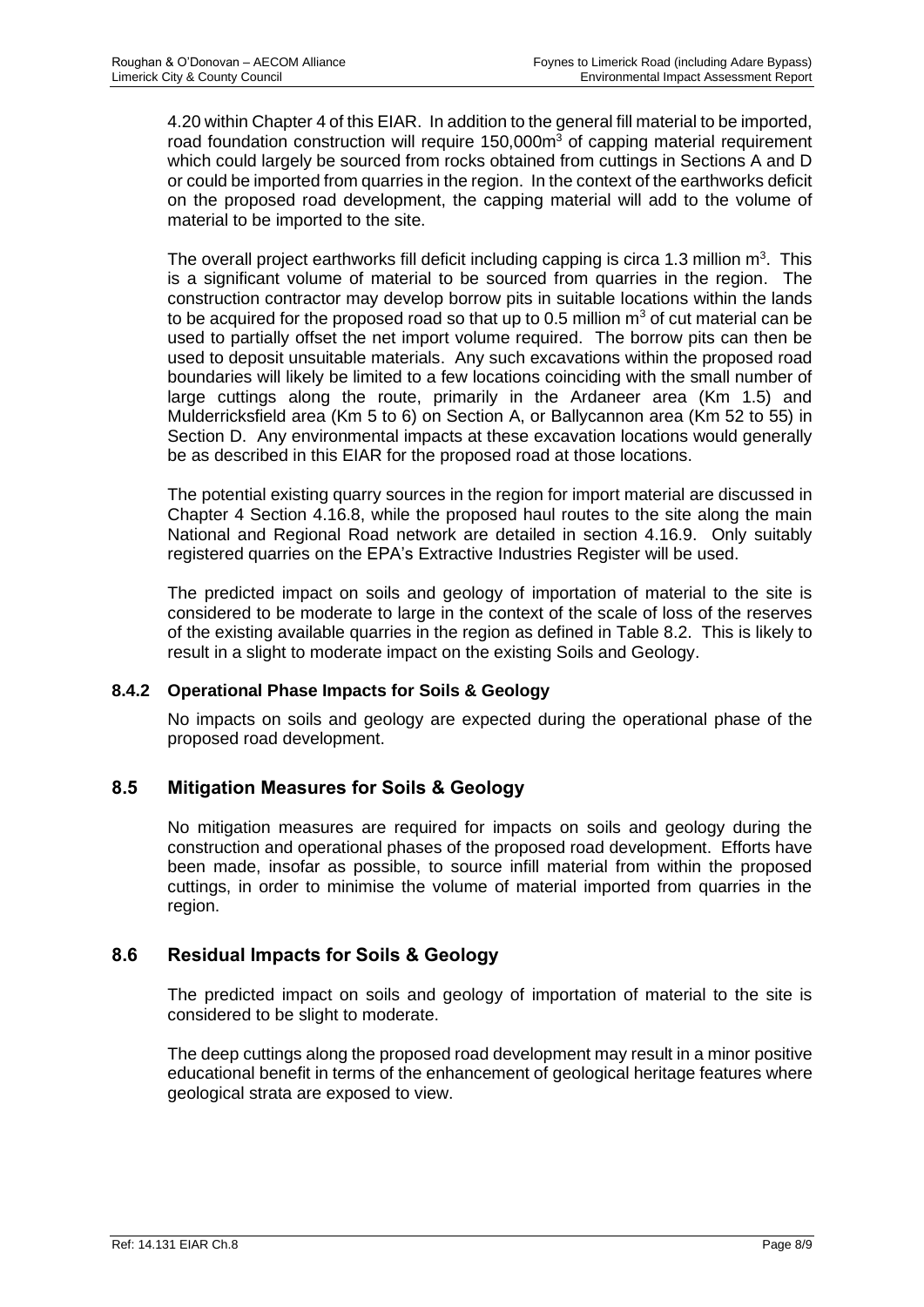4.20 within Chapter 4 of this EIAR. In addition to the general fill material to be imported, road foundation construction will require 150,000m$^3$ of capping material requirement which could largely be sourced from rocks obtained from cuttings in Sections A and D or could be imported from quarries in the region. In the context of the earthworks deficit on the proposed road development, the capping material will add to the volume of material to be imported to the site.

The overall project earthworks fill deficit including capping is circa 1.3 million m$^3$. This is a significant volume of material to be sourced from quarries in the region. The construction contractor may develop borrow pits in suitable locations within the lands to be acquired for the proposed road so that up to 0.5 million m$^3$ of cut material can be used to partially offset the net import volume required. The borrow pits can then be used to deposit unsuitable materials. Any such excavations within the proposed road boundaries will likely be limited to a few locations coinciding with the small number of large cuttings along the route, primarily in the Ardaneer area (Km 1.5) and Mulderricksfield area (Km 5 to 6) on Section A, or Ballycannon area (Km 52 to 55) in Section D. Any environmental impacts at these excavation locations would generally be as described in this EIAR for the proposed road at those locations.

The potential existing quarry sources in the region for import material are discussed in Chapter 4 Section 4.16.8, while the proposed haul routes to the site along the main National and Regional Road network are detailed in section 4.16.9. Only suitably registered quarries on the EPA's Extractive Industries Register will be used.

The predicted impact on soils and geology of importation of material to the site is considered to be moderate to large in the context of the scale of loss of the reserves of the existing available quarries in the region as defined in Table 8.2. This is likely to result in a slight to moderate impact on the existing Soils and Geology.

### 8.4.2 Operational Phase Impacts for Soils & Geology

No impacts on soils and geology are expected during the operational phase of the proposed road development.

## 8.5 Mitigation Measures for Soils & Geology

No mitigation measures are required for impacts on soils and geology during the construction and operational phases of the proposed road development. Efforts have been made, insofar as possible, to source infill material from within the proposed cuttings, in order to minimise the volume of material imported from quarries in the region.

## 8.6 Residual Impacts for Soils & Geology

The predicted impact on soils and geology of importation of material to the site is considered to be slight to moderate.

The deep cuttings along the proposed road development may result in a minor positive educational benefit in terms of the enhancement of geological heritage features where geological strata are exposed to view.